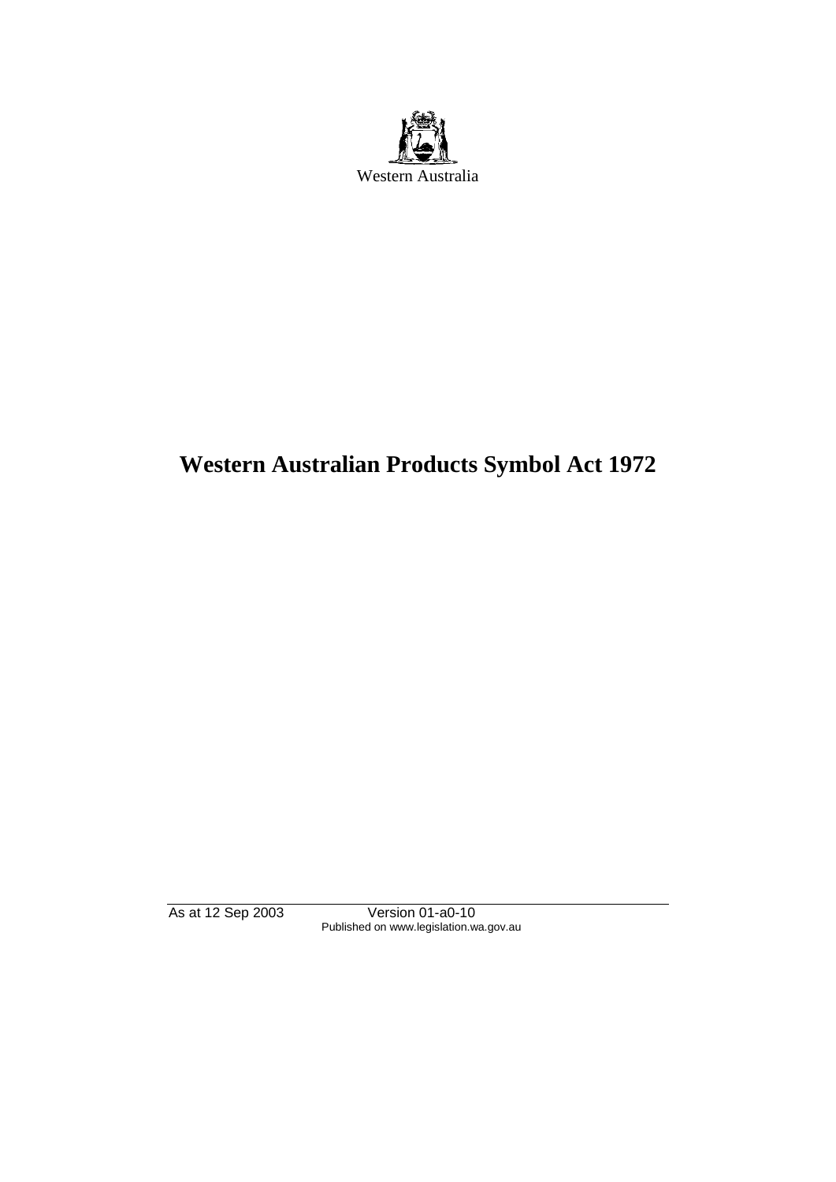Western Australia

# Western Australian Products Symbol Act 1972

As at 12 Sep 2003 Version 01-a0-10
Published on www.legislation.wa.gov.au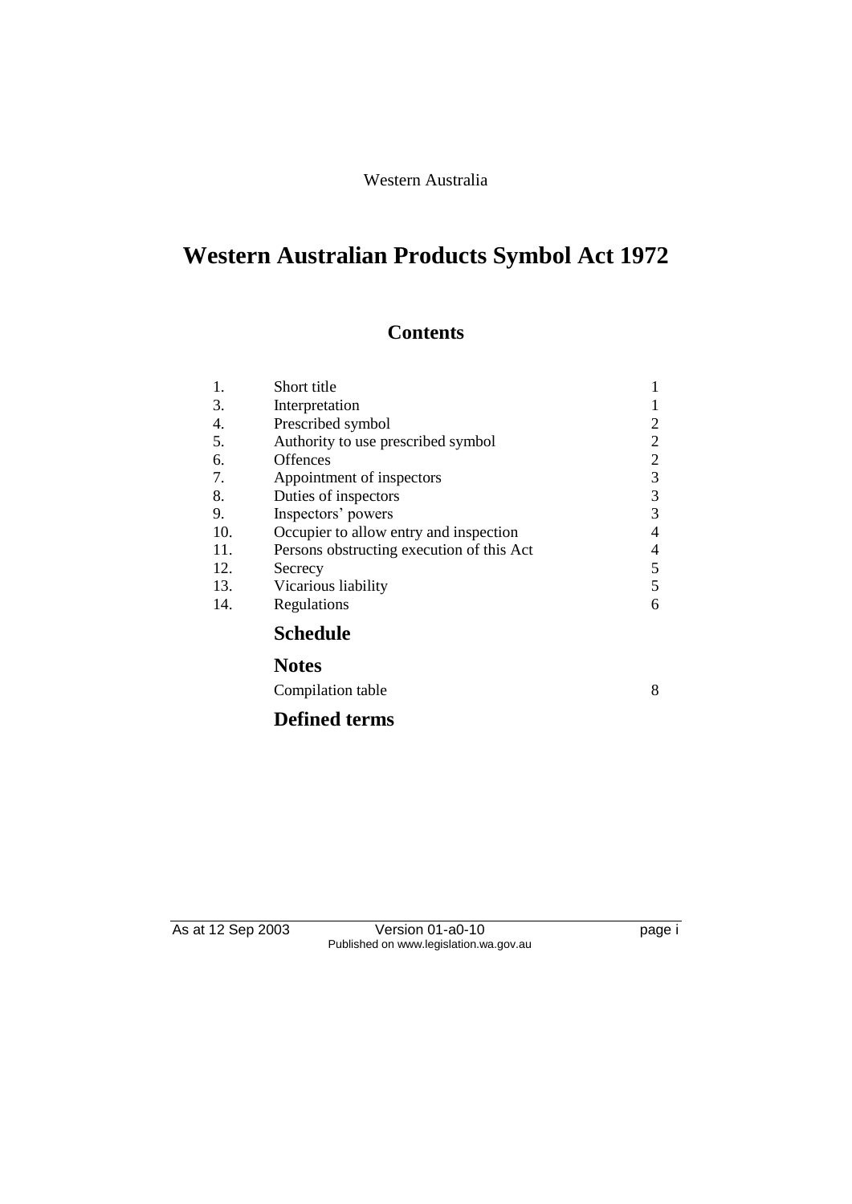Western Australia

# Western Australian Products Symbol Act 1972

## Contents

| | | |
|---|---|---|
| 1. | Short title | 1 |
| 3. | Interpretation | 1 |
| 4. | Prescribed symbol | 2 |
| 5. | Authority to use prescribed symbol | 2 |
| 6. | Offences | 2 |
| 7. | Appointment of inspectors | 3 |
| 8. | Duties of inspectors | 3 |
| 9. | Inspectors' powers | 3 |
| 10. | Occupier to allow entry and inspection | 4 |
| 11. | Persons obstructing execution of this Act | 4 |
| 12. | Secrecy | 5 |
| 13. | Vicarious liability | 5 |
| 14. | Regulations | 6 |

**Schedule**

**Notes**

Compilation table 8

**Defined terms**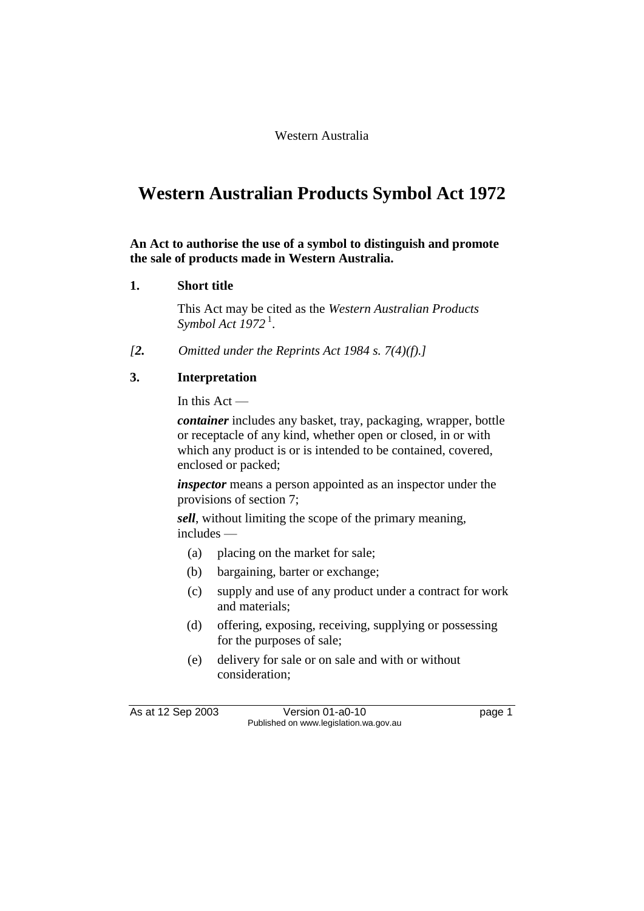Western Australia

# Western Australian Products Symbol Act 1972

**An Act to authorise the use of a symbol to distinguish and promote the sale of products made in Western Australia.**

### 1. Short title

This Act may be cited as the *Western Australian Products Symbol Act 1972* [1].

*[2. Omitted under the Reprints Act 1984 s. 7(4)(f).]*

### 3. Interpretation

In this Act —

***container*** includes any basket, tray, packaging, wrapper, bottle or receptacle of any kind, whether open or closed, in or with which any product is or is intended to be contained, covered, enclosed or packed;

***inspector*** means a person appointed as an inspector under the provisions of section 7;

***sell***, without limiting the scope of the primary meaning, includes —

(a) placing on the market for sale;

(b) bargaining, barter or exchange;

(c) supply and use of any product under a contract for work and materials;

(d) offering, exposing, receiving, supplying or possessing for the purposes of sale;

(e) delivery for sale or on sale and with or without consideration;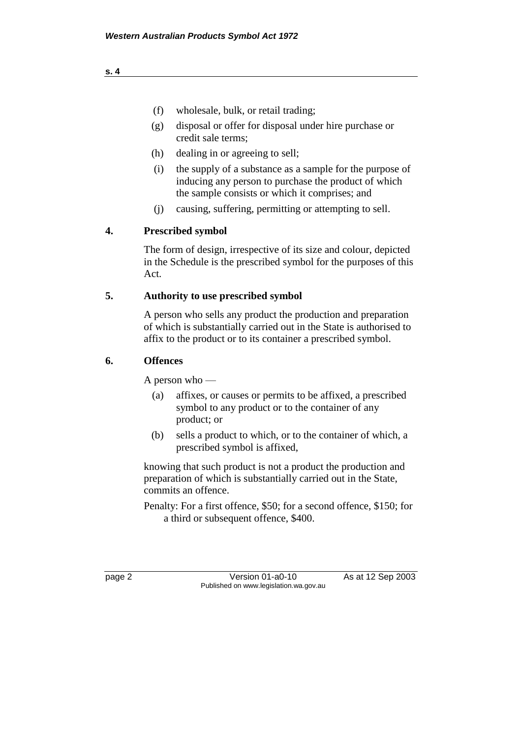(f) wholesale, bulk, or retail trading;

(g) disposal or offer for disposal under hire purchase or credit sale terms;

(h) dealing in or agreeing to sell;

(i) the supply of a substance as a sample for the purpose of inducing any person to purchase the product of which the sample consists or which it comprises; and

(j) causing, suffering, permitting or attempting to sell.

## 4. Prescribed symbol

The form of design, irrespective of its size and colour, depicted in the Schedule is the prescribed symbol for the purposes of this Act.

## 5. Authority to use prescribed symbol

A person who sells any product the production and preparation of which is substantially carried out in the State is authorised to affix to the product or to its container a prescribed symbol.

## 6. Offences

A person who —

(a) affixes, or causes or permits to be affixed, a prescribed symbol to any product or to the container of any product; or

(b) sells a product to which, or to the container of which, a prescribed symbol is affixed,

knowing that such product is not a product the production and preparation of which is substantially carried out in the State, commits an offence.

Penalty: For a first offence, $50; for a second offence, $150; for a third or subsequent offence, $400.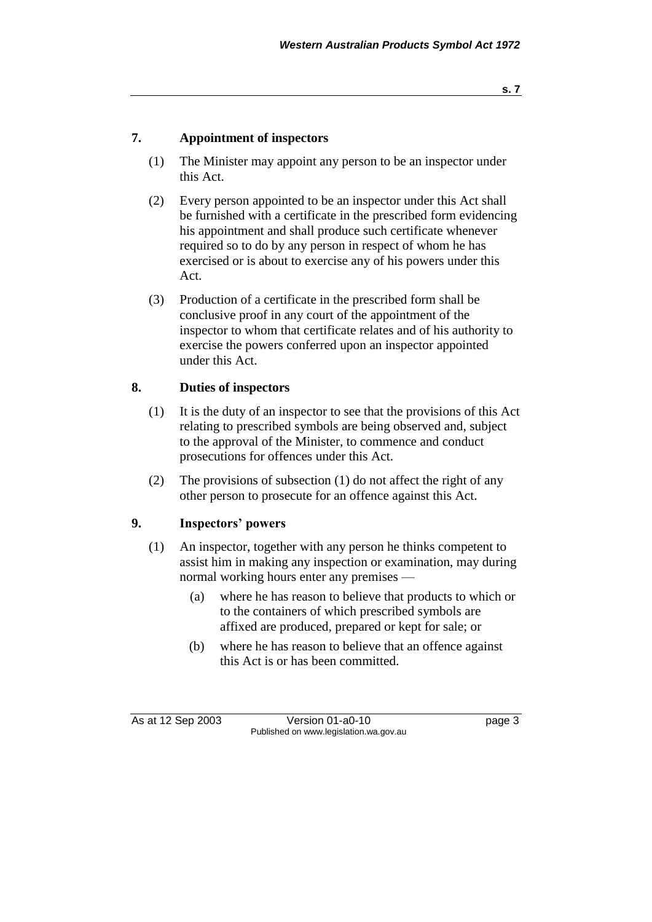## 7. Appointment of inspectors

(1) The Minister may appoint any person to be an inspector under this Act.

(2) Every person appointed to be an inspector under this Act shall be furnished with a certificate in the prescribed form evidencing his appointment and shall produce such certificate whenever required so to do by any person in respect of whom he has exercised or is about to exercise any of his powers under this Act.

(3) Production of a certificate in the prescribed form shall be conclusive proof in any court of the appointment of the inspector to whom that certificate relates and of his authority to exercise the powers conferred upon an inspector appointed under this Act.

## 8. Duties of inspectors

(1) It is the duty of an inspector to see that the provisions of this Act relating to prescribed symbols are being observed and, subject to the approval of the Minister, to commence and conduct prosecutions for offences under this Act.

(2) The provisions of subsection (1) do not affect the right of any other person to prosecute for an offence against this Act.

## 9. Inspectors' powers

(1) An inspector, together with any person he thinks competent to assist him in making any inspection or examination, may during normal working hours enter any premises —

- (a) where he has reason to believe that products to which or to the containers of which prescribed symbols are affixed are produced, prepared or kept for sale; or
- (b) where he has reason to believe that an offence against this Act is or has been committed.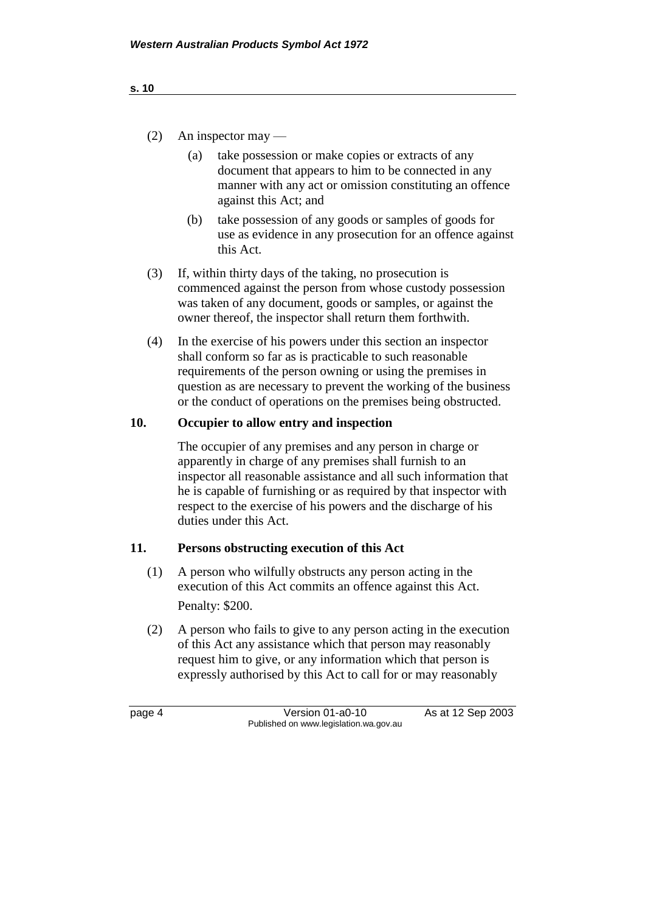(2) An inspector may —

(a) take possession or make copies or extracts of any document that appears to him to be connected in any manner with any act or omission constituting an offence against this Act; and

(b) take possession of any goods or samples of goods for use as evidence in any prosecution for an offence against this Act.

(3) If, within thirty days of the taking, no prosecution is commenced against the person from whose custody possession was taken of any document, goods or samples, or against the owner thereof, the inspector shall return them forthwith.

(4) In the exercise of his powers under this section an inspector shall conform so far as is practicable to such reasonable requirements of the person owning or using the premises in question as are necessary to prevent the working of the business or the conduct of operations on the premises being obstructed.

## 10. Occupier to allow entry and inspection

The occupier of any premises and any person in charge or apparently in charge of any premises shall furnish to an inspector all reasonable assistance and all such information that he is capable of furnishing or as required by that inspector with respect to the exercise of his powers and the discharge of his duties under this Act.

## 11. Persons obstructing execution of this Act

(1) A person who wilfully obstructs any person acting in the execution of this Act commits an offence against this Act.

Penalty: $200.

(2) A person who fails to give to any person acting in the execution of this Act any assistance which that person may reasonably request him to give, or any information which that person is expressly authorised by this Act to call for or may reasonably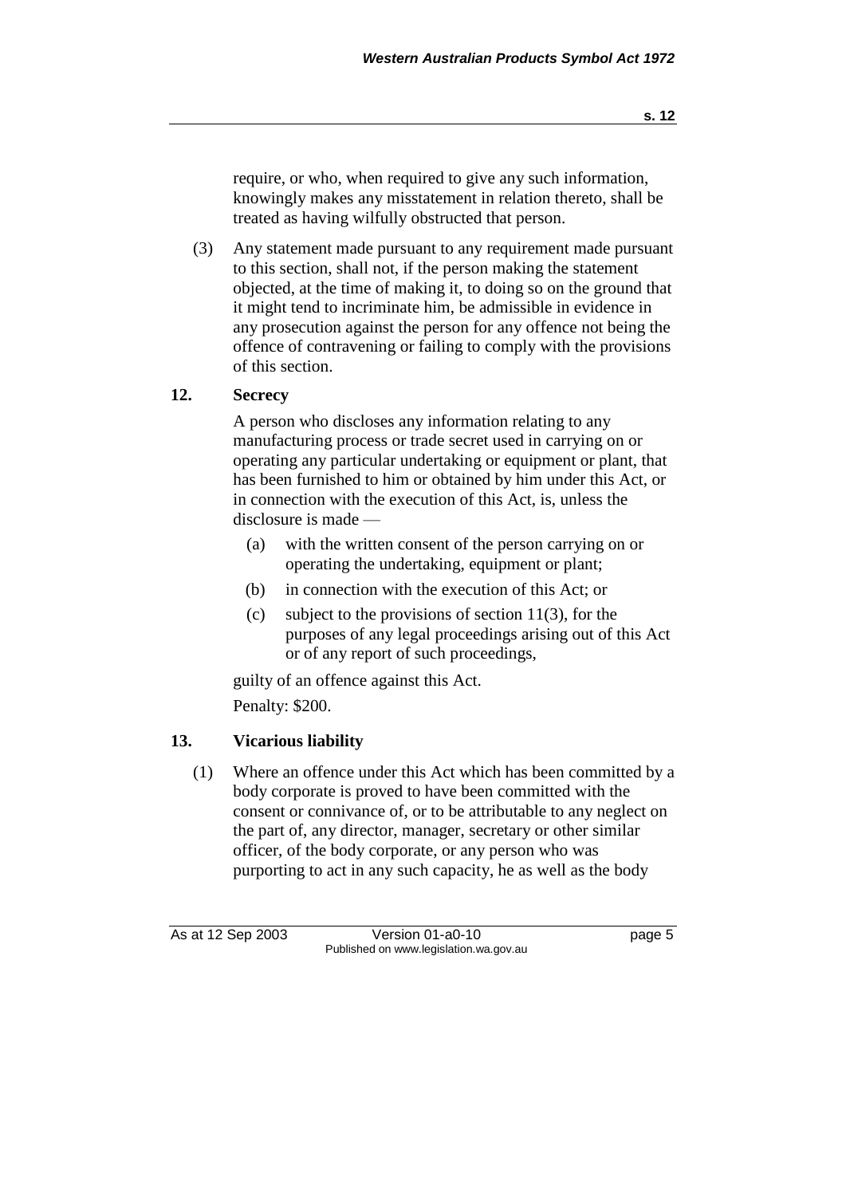require, or who, when required to give any such information, knowingly makes any misstatement in relation thereto, shall be treated as having wilfully obstructed that person.

(3) Any statement made pursuant to any requirement made pursuant to this section, shall not, if the person making the statement objected, at the time of making it, to doing so on the ground that it might tend to incriminate him, be admissible in evidence in any prosecution against the person for any offence not being the offence of contravening or failing to comply with the provisions of this section.

## 12. Secrecy

A person who discloses any information relating to any manufacturing process or trade secret used in carrying on or operating any particular undertaking or equipment or plant, that has been furnished to him or obtained by him under this Act, or in connection with the execution of this Act, is, unless the disclosure is made —

- (a) with the written consent of the person carrying on or operating the undertaking, equipment or plant;
- (b) in connection with the execution of this Act; or
- (c) subject to the provisions of section 11(3), for the purposes of any legal proceedings arising out of this Act or of any report of such proceedings,

guilty of an offence against this Act.

Penalty: $200.

## 13. Vicarious liability

(1) Where an offence under this Act which has been committed by a body corporate is proved to have been committed with the consent or connivance of, or to be attributable to any neglect on the part of, any director, manager, secretary or other similar officer, of the body corporate, or any person who was purporting to act in any such capacity, he as well as the body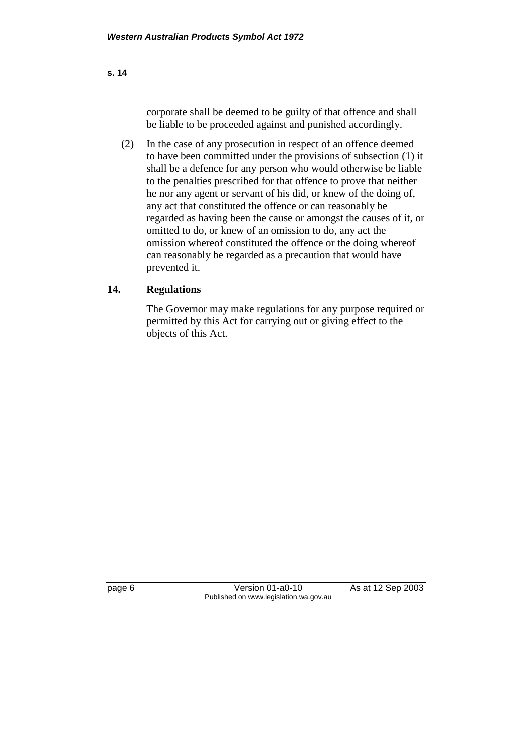corporate shall be deemed to be guilty of that offence and shall be liable to be proceeded against and punished accordingly.

(2) In the case of any prosecution in respect of an offence deemed to have been committed under the provisions of subsection (1) it shall be a defence for any person who would otherwise be liable to the penalties prescribed for that offence to prove that neither he nor any agent or servant of his did, or knew of the doing of, any act that constituted the offence or can reasonably be regarded as having been the cause or amongst the causes of it, or omitted to do, or knew of an omission to do, any act the omission whereof constituted the offence or the doing whereof can reasonably be regarded as a precaution that would have prevented it.

## 14. Regulations

The Governor may make regulations for any purpose required or permitted by this Act for carrying out or giving effect to the objects of this Act.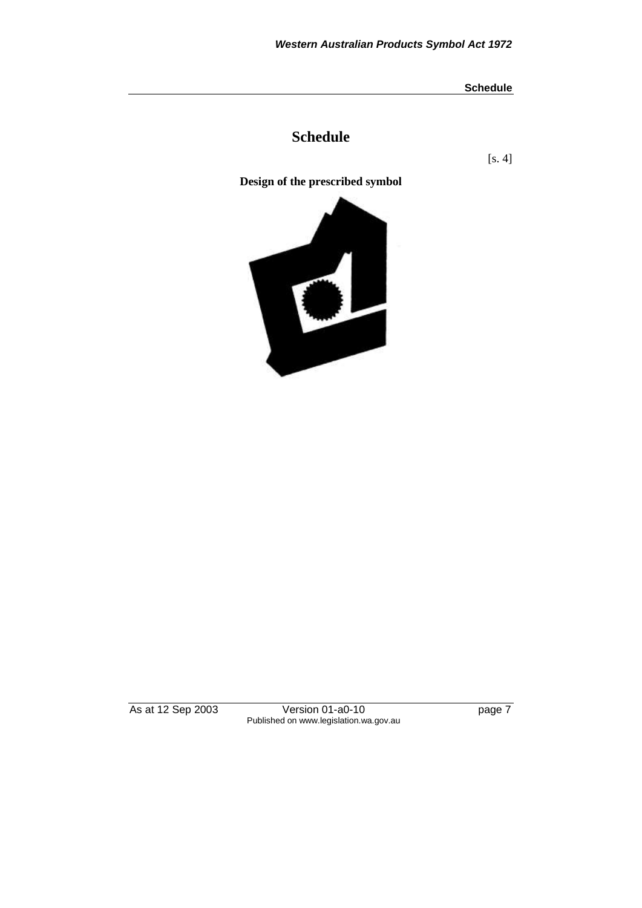# Schedule

[s. 4]

**Design of the prescribed symbol**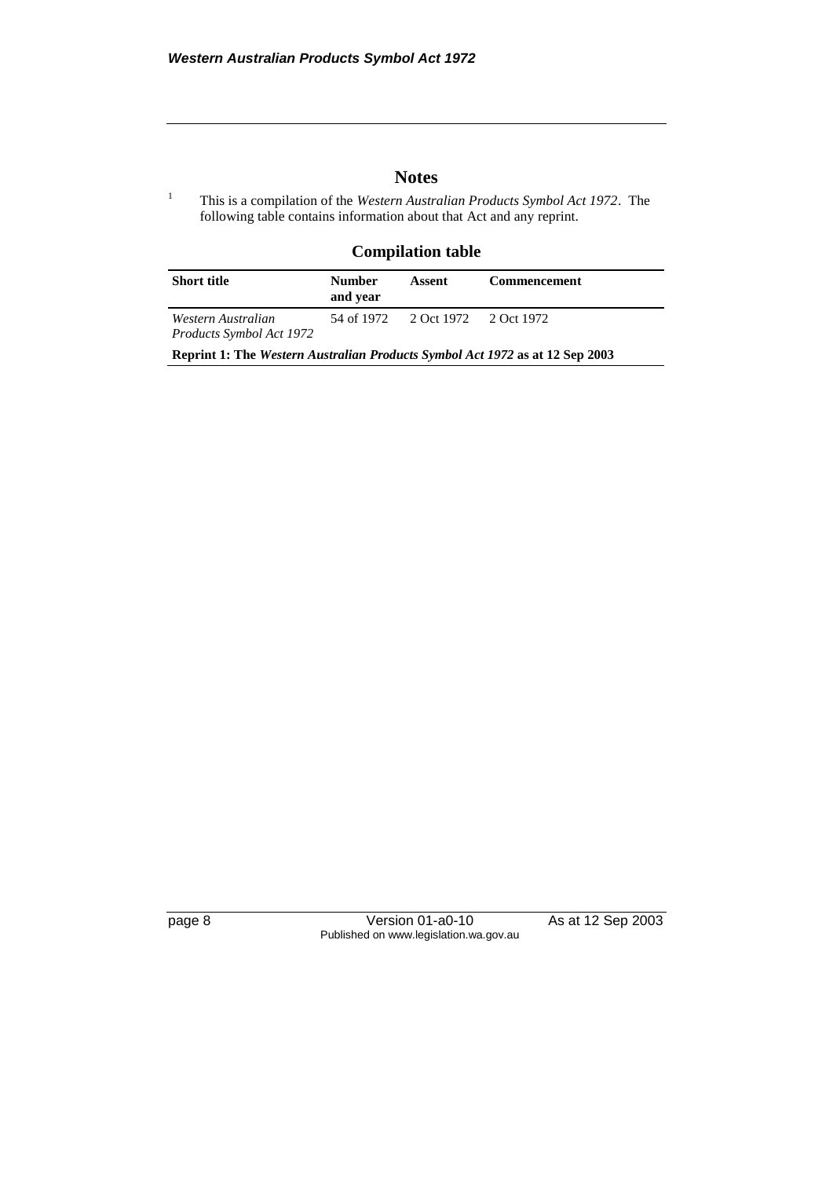## Notes

[1] This is a compilation of the *Western Australian Products Symbol Act 1972*. The following table contains information about that Act and any reprint.

### Compilation table

| Short title | Number and year | Assent | Commencement |
|---|---|---|---|
| *Western Australian Products Symbol Act 1972* | 54 of 1972 | 2 Oct 1972 | 2 Oct 1972 |
| **Reprint 1: The *Western Australian Products Symbol Act 1972* as at 12 Sep 2003** | | | |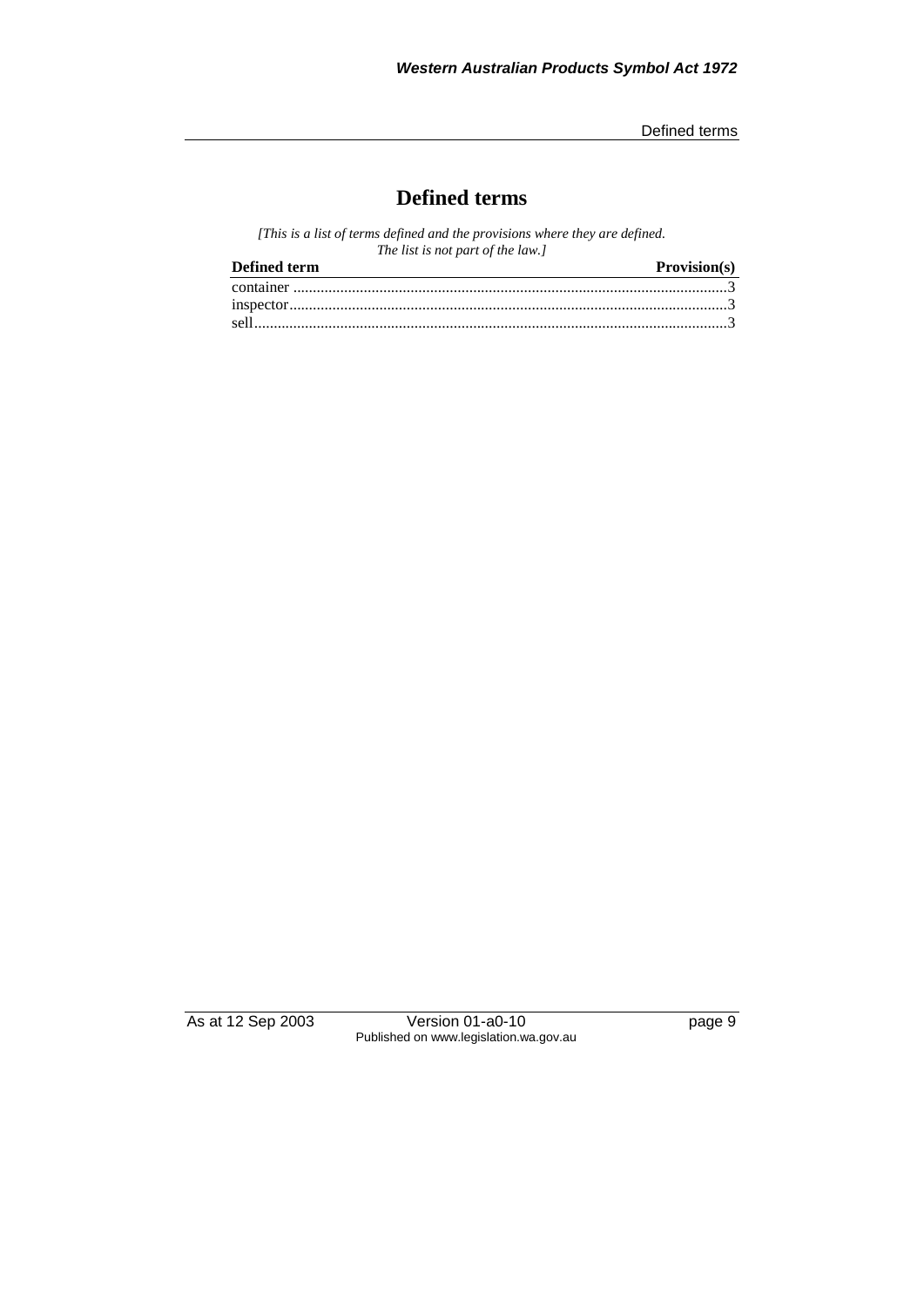# Defined terms

*[This is a list of terms defined and the provisions where they are defined. The list is not part of the law.]*

| Defined term | Provision(s) |
|---|---|
| container | 3 |
| inspector | 3 |
| sell | 3 |